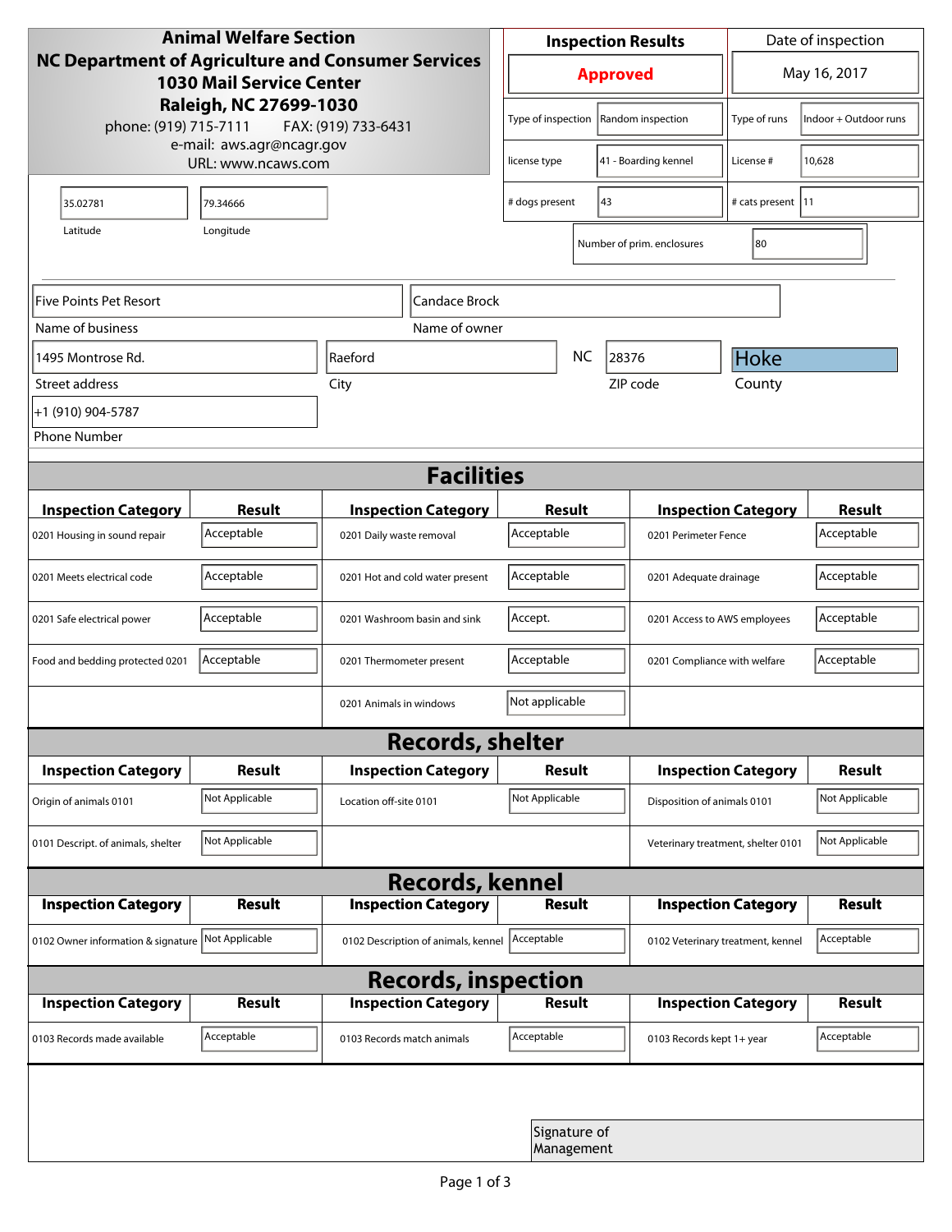**Animal Welfare Section**
**NC Department of Agriculture and Consumer Services**
**1030 Mail Service Center**
**Raleigh, NC 27699-1030**
phone: (919) 715-7111 FAX: (919) 733-6431
e-mail: aws.agr@ncagr.gov
URL: www.ncaws.com

| Inspection Results | Date of inspection |
|---|---|
| **Approved** | May 16, 2017 |

| | | | |
|---|---|---|---|
| Type of inspection | Random inspection | Type of runs | Indoor + Outdoor runs |
| license type | 41 - Boarding kennel | License # | 10,628 |
| # dogs present | 43 | # cats present | 11 |
| Number of prim. enclosures | 80 | | |

| Latitude | Longitude |
|---|---|
| 35.02781 | 79.34666 |

| Name of business | Name of owner |
|---|---|
| Five Points Pet Resort | Candace Brock |

| Street address | City | State | ZIP code | County |
|---|---|---|---|---|
| 1495 Montrose Rd. | Raeford | NC | 28376 | Hoke |

Phone Number: +1 (910) 904-5787

## Facilities

| Inspection Category | Result | Inspection Category | Result | Inspection Category | Result |
|---|---|---|---|---|---|
| 0201 Housing in sound repair | Acceptable | 0201 Daily waste removal | Acceptable | 0201 Perimeter Fence | Acceptable |
| 0201 Meets electrical code | Acceptable | 0201 Hot and cold water present | Acceptable | 0201 Adequate drainage | Acceptable |
| 0201 Safe electrical power | Acceptable | 0201 Washroom basin and sink | Accept. | 0201 Access to AWS employees | Acceptable |
| Food and bedding protected 0201 | Acceptable | 0201 Thermometer present | Acceptable | 0201 Compliance with welfare | Acceptable |
| | | 0201 Animals in windows | Not applicable | | |

## Records, shelter

| Inspection Category | Result | Inspection Category | Result | Inspection Category | Result |
|---|---|---|---|---|---|
| Origin of animals 0101 | Not Applicable | Location off-site 0101 | Not Applicable | Disposition of animals 0101 | Not Applicable |
| 0101 Descript. of animals, shelter | Not Applicable | | | Veterinary treatment, shelter 0101 | Not Applicable |

## Records, kennel

| Inspection Category | Result | Inspection Category | Result | Inspection Category | Result |
|---|---|---|---|---|---|
| 0102 Owner information & signature | Not Applicable | 0102 Description of animals, kennel | Acceptable | 0102 Veterinary treatment, kennel | Acceptable |

## Records, inspection

| Inspection Category | Result | Inspection Category | Result | Inspection Category | Result |
|---|---|---|---|---|---|
| 0103 Records made available | Acceptable | 0103 Records match animals | Acceptable | 0103 Records kept 1+ year | Acceptable |

Signature of Management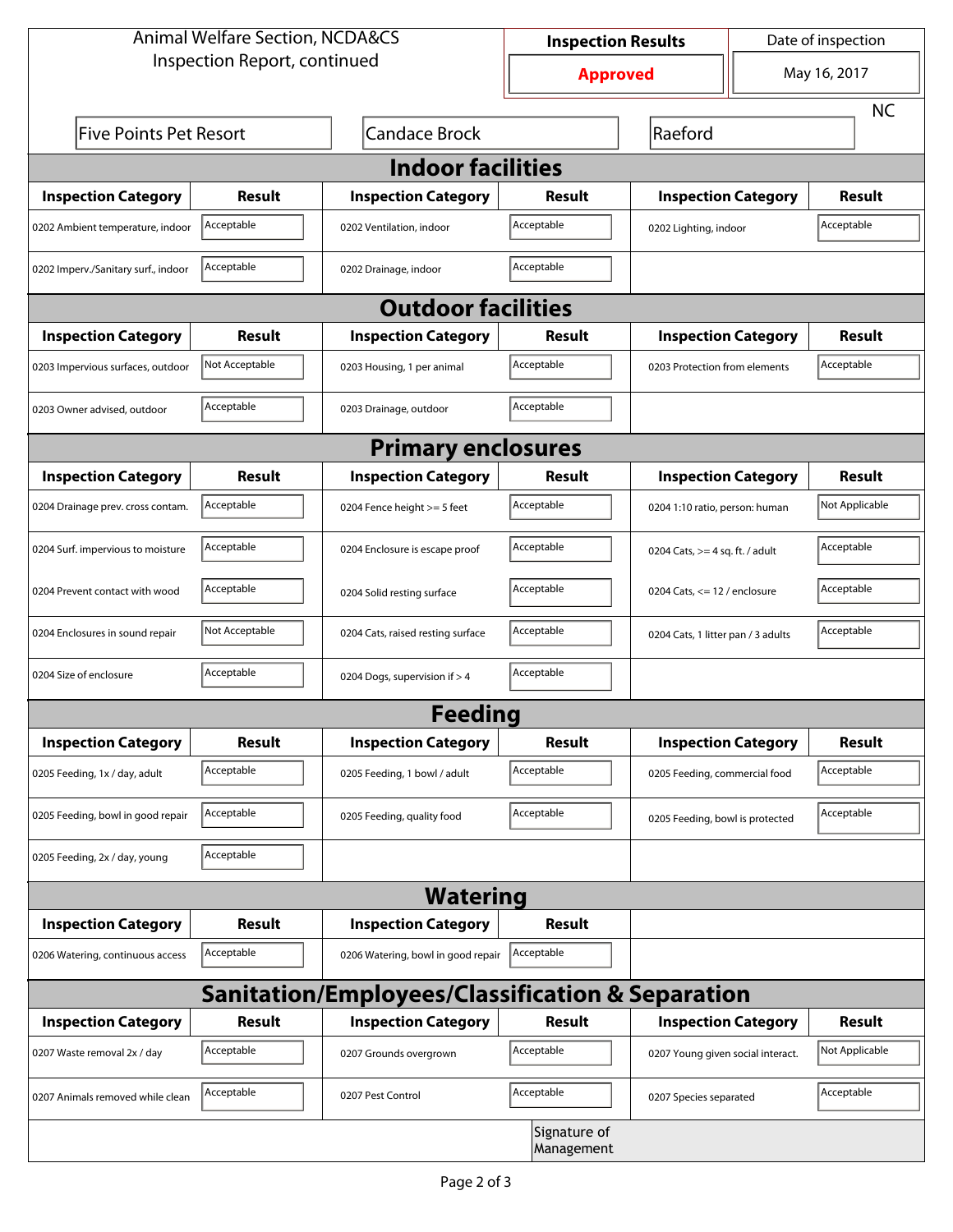Animal Welfare Section, NCDA&CS
Inspection Report, continued

| Inspection Results | Date of inspection |
|---|---|
| **Approved** | May 16, 2017 |

Five Points Pet Resort | Candace Brock | Raeford | NC

## Indoor facilities

| Inspection Category | Result | Inspection Category | Result | Inspection Category | Result |
|---|---|---|---|---|---|
| 0202 Ambient temperature, indoor | Acceptable | 0202 Ventilation, indoor | Acceptable | 0202 Lighting, indoor | Acceptable |
| 0202 Imperv./Sanitary surf., indoor | Acceptable | 0202 Drainage, indoor | Acceptable | | |

## Outdoor facilities

| Inspection Category | Result | Inspection Category | Result | Inspection Category | Result |
|---|---|---|---|---|---|
| 0203 Impervious surfaces, outdoor | Not Acceptable | 0203 Housing, 1 per animal | Acceptable | 0203 Protection from elements | Acceptable |
| 0203 Owner advised, outdoor | Acceptable | 0203 Drainage, outdoor | Acceptable | | |

## Primary enclosures

| Inspection Category | Result | Inspection Category | Result | Inspection Category | Result |
|---|---|---|---|---|---|
| 0204 Drainage prev. cross contam. | Acceptable | 0204 Fence height >= 5 feet | Acceptable | 0204 1:10 ratio, person: human | Not Applicable |
| 0204 Surf. impervious to moisture | Acceptable | 0204 Enclosure is escape proof | Acceptable | 0204 Cats, >= 4 sq. ft. / adult | Acceptable |
| 0204 Prevent contact with wood | Acceptable | 0204 Solid resting surface | Acceptable | 0204 Cats, <= 12 / enclosure | Acceptable |
| 0204 Enclosures in sound repair | Not Acceptable | 0204 Cats, raised resting surface | Acceptable | 0204 Cats, 1 litter pan / 3 adults | Acceptable |
| 0204 Size of enclosure | Acceptable | 0204 Dogs, supervision if > 4 | Acceptable | | |

## Feeding

| Inspection Category | Result | Inspection Category | Result | Inspection Category | Result |
|---|---|---|---|---|---|
| 0205 Feeding, 1x / day, adult | Acceptable | 0205 Feeding, 1 bowl / adult | Acceptable | 0205 Feeding, commercial food | Acceptable |
| 0205 Feeding, bowl in good repair | Acceptable | 0205 Feeding, quality food | Acceptable | 0205 Feeding, bowl is protected | Acceptable |
| 0205 Feeding, 2x / day, young | Acceptable | | | | |

## Watering

| Inspection Category | Result | Inspection Category | Result |
|---|---|---|---|
| 0206 Watering, continuous access | Acceptable | 0206 Watering, bowl in good repair | Acceptable |

## Sanitation/Employees/Classification & Separation

| Inspection Category | Result | Inspection Category | Result | Inspection Category | Result |
|---|---|---|---|---|---|
| 0207 Waste removal 2x / day | Acceptable | 0207 Grounds overgrown | Acceptable | 0207 Young given social interact. | Not Applicable |
| 0207 Animals removed while clean | Acceptable | 0207 Pest Control | Acceptable | 0207 Species separated | Acceptable |

Signature of Management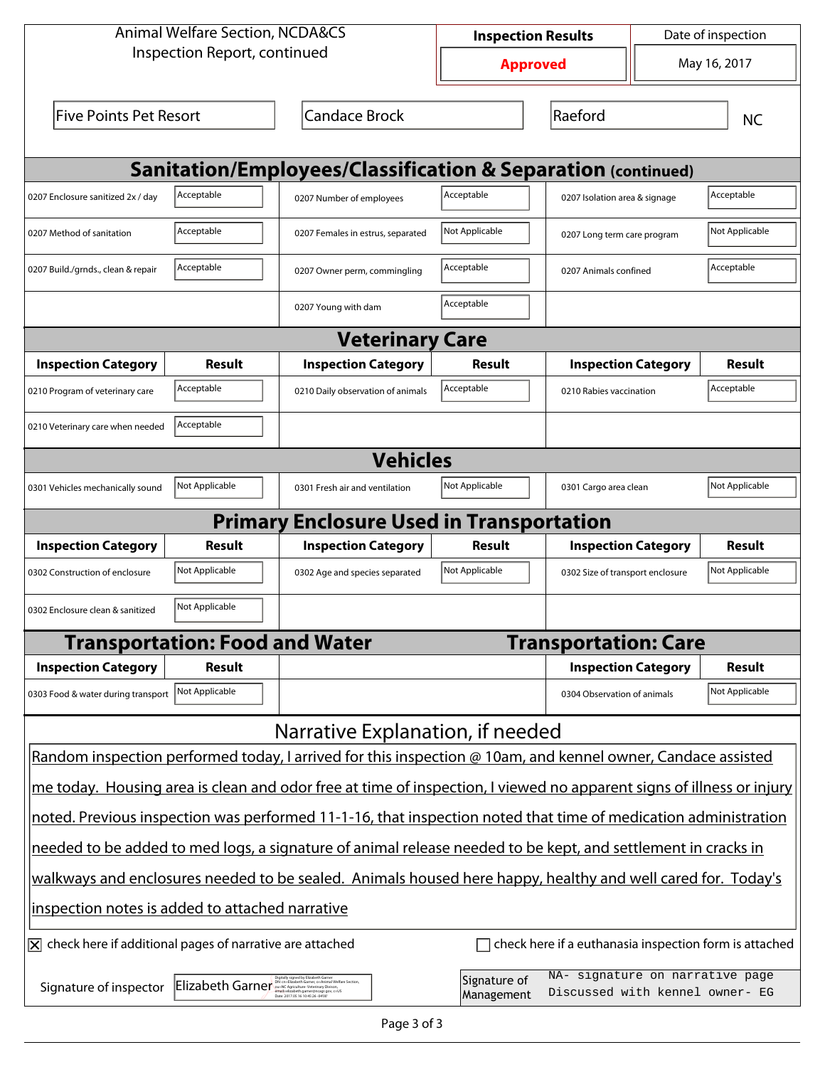Animal Welfare Section, NCDA&CS
Inspection Report, continued

| Inspection Results | Date of inspection |
|---|---|
| **Approved** | May 16, 2017 |

| | | | |
|---|---|---|---|
| Five Points Pet Resort | Candace Brock | Raeford | NC |

## Sanitation/Employees/Classification & Separation (continued)

| | | | | | |
|---|---|---|---|---|---|
| 0207 Enclosure sanitized 2x / day | Acceptable | 0207 Number of employees | Acceptable | 0207 Isolation area & signage | Acceptable |
| 0207 Method of sanitation | Acceptable | 0207 Females in estrus, separated | Not Applicable | 0207 Long term care program | Not Applicable |
| 0207 Build./grnds., clean & repair | Acceptable | 0207 Owner perm, commingling | Acceptable | 0207 Animals confined | Acceptable |
| | | 0207 Young with dam | Acceptable | | |

## Veterinary Care

| Inspection Category | Result | Inspection Category | Result | Inspection Category | Result |
|---|---|---|---|---|---|
| 0210 Program of veterinary care | Acceptable | 0210 Daily observation of animals | Acceptable | 0210 Rabies vaccination | Acceptable |
| 0210 Veterinary care when needed | Acceptable | | | | |

## Vehicles

| | | | | | |
|---|---|---|---|---|---|
| 0301 Vehicles mechanically sound | Not Applicable | 0301 Fresh air and ventilation | Not Applicable | 0301 Cargo area clean | Not Applicable |

## Primary Enclosure Used in Transportation

| Inspection Category | Result | Inspection Category | Result | Inspection Category | Result |
|---|---|---|---|---|---|
| 0302 Construction of enclosure | Not Applicable | 0302 Age and species separated | Not Applicable | 0302 Size of transport enclosure | Not Applicable |
| 0302 Enclosure clean & sanitized | Not Applicable | | | | |

## Transportation: Food and Water / Transportation: Care

| Inspection Category | Result | | Inspection Category | Result |
|---|---|---|---|---|
| 0303 Food & water during transport | Not Applicable | | 0304 Observation of animals | Not Applicable |

## Narrative Explanation, if needed

Random inspection performed today, I arrived for this inspection @ 10am, and kennel owner, Candace assisted me today. Housing area is clean and odor free at time of inspection, I viewed no apparent signs of illness or injury noted. Previous inspection was performed 11-1-16, that inspection noted that time of medication administration needed to be added to med logs, a signature of animal release needed to be kept, and settlement in cracks in walkways and enclosures needed to be sealed. Animals housed here happy, healthy and well cared for. Today's inspection notes is added to attached narrative

[X] check here if additional pages of narrative are attached

[ ] check here if a euthanasia inspection form is attached

Signature of inspector: Elizabeth Garner (Digitally signed by Elizabeth Garner, DN: cn=Elizabeth Garner, o=Animal Welfare Section, ou=NC Agriculture-Veterinary Division, email=elizabeth.garner@ncagr.gov, c=US, Date: 2017.05.16 10:45:26 -04'00')

Signature of Management: NA- signature on narrative page Discussed with kennel owner- EG